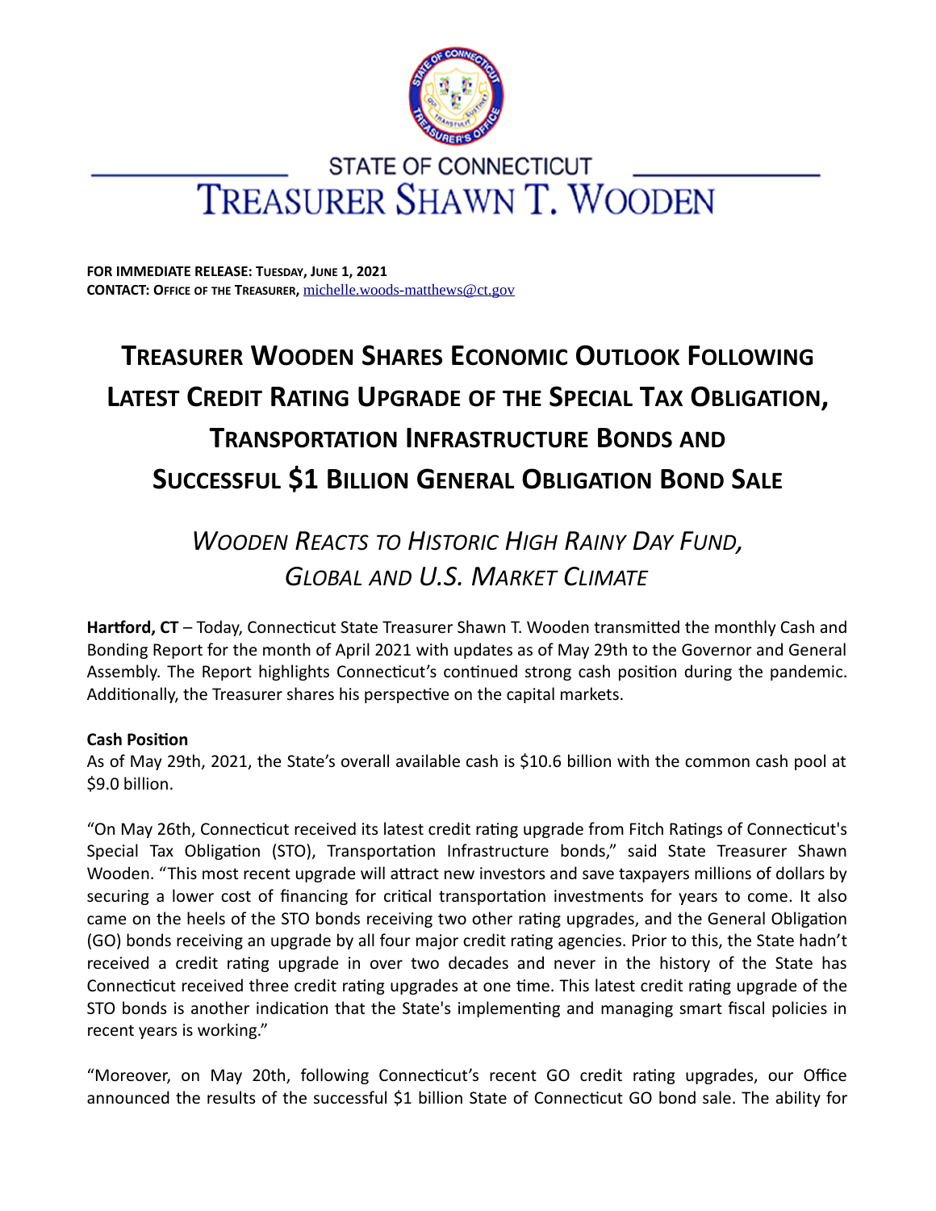STATE OF CONNECTICUT

TREASURER SHAWN T. WOODEN

**FOR IMMEDIATE RELEASE: TUESDAY, JUNE 1, 2021**
**CONTACT: OFFICE OF THE TREASURER,** michelle.woods-matthews@ct.gov

# TREASURER WOODEN SHARES ECONOMIC OUTLOOK FOLLOWING LATEST CREDIT RATING UPGRADE OF THE SPECIAL TAX OBLIGATION, TRANSPORTATION INFRASTRUCTURE BONDS AND SUCCESSFUL $1 BILLION GENERAL OBLIGATION BOND SALE

## *WOODEN REACTS TO HISTORIC HIGH RAINY DAY FUND, GLOBAL AND U.S. MARKET CLIMATE*

**Hartford, CT** – Today, Connecticut State Treasurer Shawn T. Wooden transmitted the monthly Cash and Bonding Report for the month of April 2021 with updates as of May 29th to the Governor and General Assembly. The Report highlights Connecticut's continued strong cash position during the pandemic. Additionally, the Treasurer shares his perspective on the capital markets.

**Cash Position**
As of May 29th, 2021, the State's overall available cash is $10.6 billion with the common cash pool at $9.0 billion.

"On May 26th, Connecticut received its latest credit rating upgrade from Fitch Ratings of Connecticut's Special Tax Obligation (STO), Transportation Infrastructure bonds," said State Treasurer Shawn Wooden. "This most recent upgrade will attract new investors and save taxpayers millions of dollars by securing a lower cost of financing for critical transportation investments for years to come. It also came on the heels of the STO bonds receiving two other rating upgrades, and the General Obligation (GO) bonds receiving an upgrade by all four major credit rating agencies. Prior to this, the State hadn't received a credit rating upgrade in over two decades and never in the history of the State has Connecticut received three credit rating upgrades at one time. This latest credit rating upgrade of the STO bonds is another indication that the State's implementing and managing smart fiscal policies in recent years is working."

"Moreover, on May 20th, following Connecticut's recent GO credit rating upgrades, our Office announced the results of the successful $1 billion State of Connecticut GO bond sale. The ability for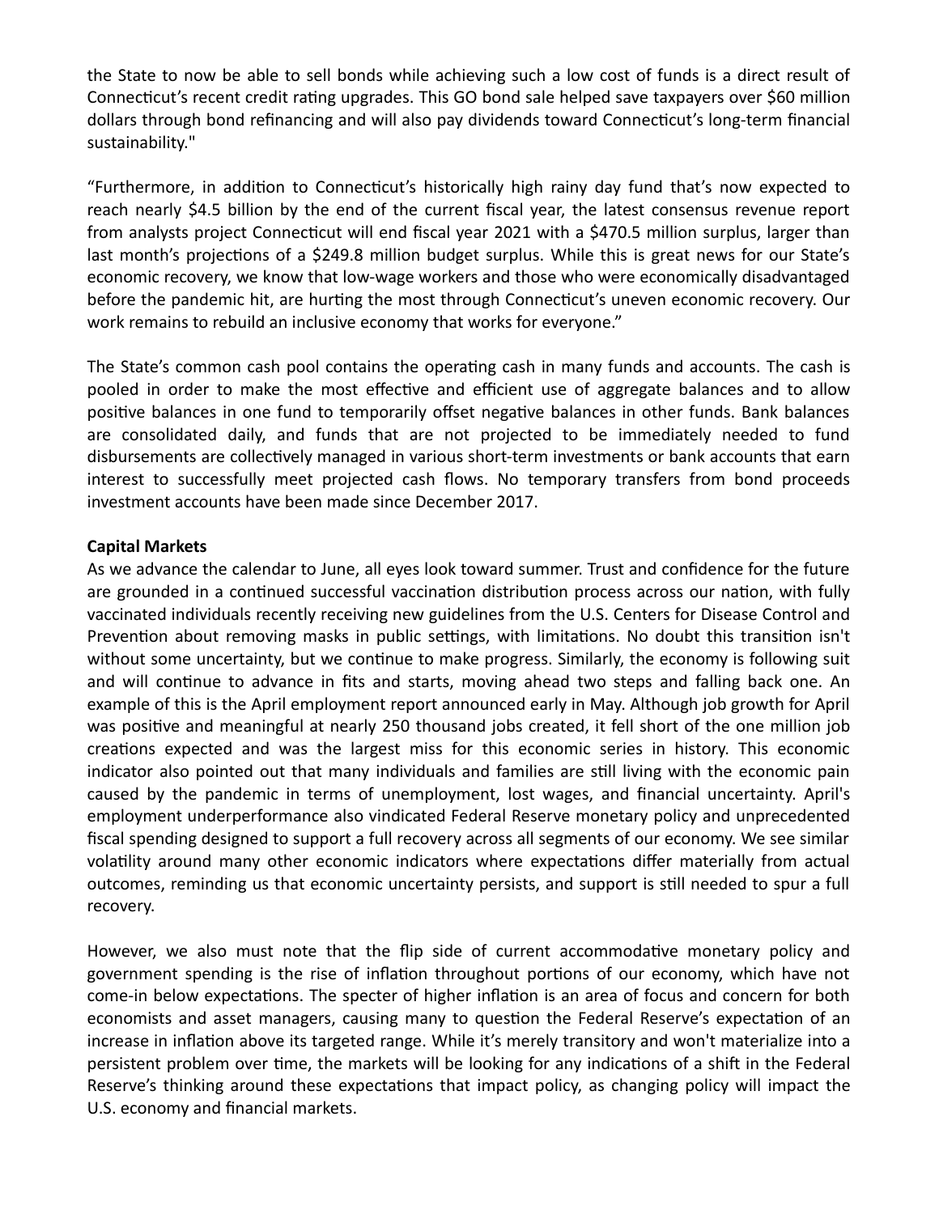the State to now be able to sell bonds while achieving such a low cost of funds is a direct result of Connecticut's recent credit rating upgrades. This GO bond sale helped save taxpayers over $60 million dollars through bond refinancing and will also pay dividends toward Connecticut's long-term financial sustainability."

"Furthermore, in addition to Connecticut's historically high rainy day fund that's now expected to reach nearly $4.5 billion by the end of the current fiscal year, the latest consensus revenue report from analysts project Connecticut will end fiscal year 2021 with a $470.5 million surplus, larger than last month's projections of a $249.8 million budget surplus. While this is great news for our State's economic recovery, we know that low-wage workers and those who were economically disadvantaged before the pandemic hit, are hurting the most through Connecticut's uneven economic recovery. Our work remains to rebuild an inclusive economy that works for everyone."

The State's common cash pool contains the operating cash in many funds and accounts. The cash is pooled in order to make the most effective and efficient use of aggregate balances and to allow positive balances in one fund to temporarily offset negative balances in other funds. Bank balances are consolidated daily, and funds that are not projected to be immediately needed to fund disbursements are collectively managed in various short-term investments or bank accounts that earn interest to successfully meet projected cash flows. No temporary transfers from bond proceeds investment accounts have been made since December 2017.

**Capital Markets**

As we advance the calendar to June, all eyes look toward summer. Trust and confidence for the future are grounded in a continued successful vaccination distribution process across our nation, with fully vaccinated individuals recently receiving new guidelines from the U.S. Centers for Disease Control and Prevention about removing masks in public settings, with limitations. No doubt this transition isn't without some uncertainty, but we continue to make progress. Similarly, the economy is following suit and will continue to advance in fits and starts, moving ahead two steps and falling back one. An example of this is the April employment report announced early in May. Although job growth for April was positive and meaningful at nearly 250 thousand jobs created, it fell short of the one million job creations expected and was the largest miss for this economic series in history. This economic indicator also pointed out that many individuals and families are still living with the economic pain caused by the pandemic in terms of unemployment, lost wages, and financial uncertainty. April's employment underperformance also vindicated Federal Reserve monetary policy and unprecedented fiscal spending designed to support a full recovery across all segments of our economy. We see similar volatility around many other economic indicators where expectations differ materially from actual outcomes, reminding us that economic uncertainty persists, and support is still needed to spur a full recovery.

However, we also must note that the flip side of current accommodative monetary policy and government spending is the rise of inflation throughout portions of our economy, which have not come-in below expectations. The specter of higher inflation is an area of focus and concern for both economists and asset managers, causing many to question the Federal Reserve's expectation of an increase in inflation above its targeted range. While it's merely transitory and won't materialize into a persistent problem over time, the markets will be looking for any indications of a shift in the Federal Reserve's thinking around these expectations that impact policy, as changing policy will impact the U.S. economy and financial markets.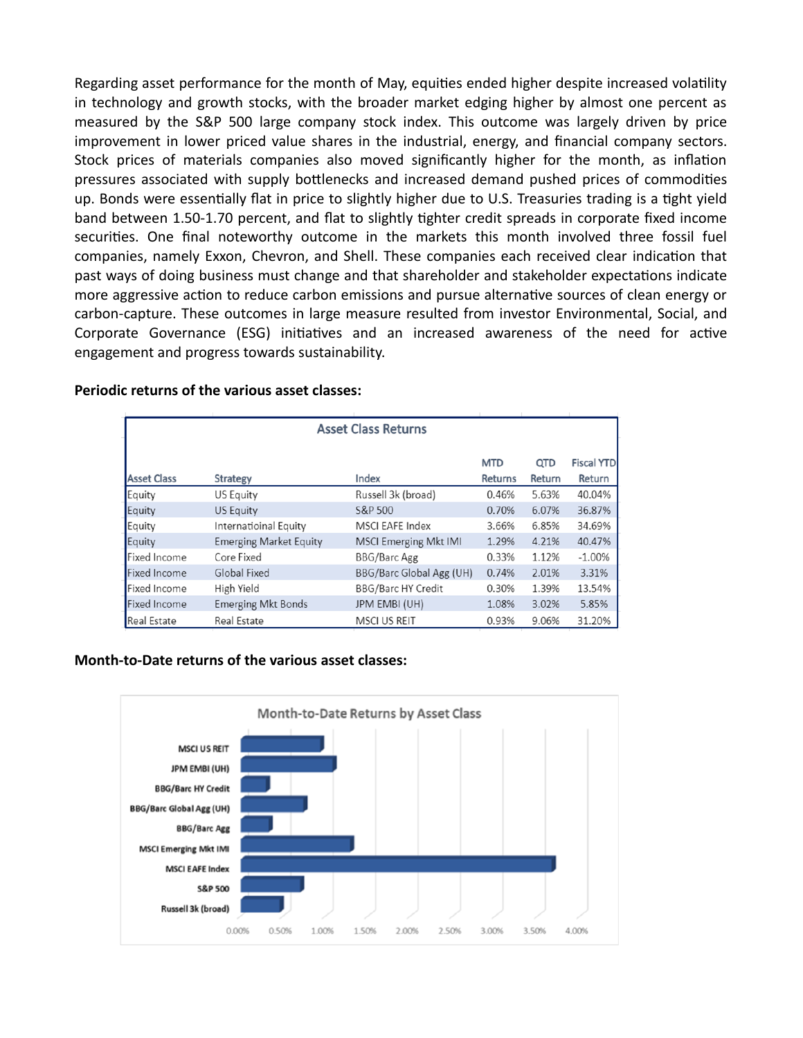Regarding asset performance for the month of May, equities ended higher despite increased volatility in technology and growth stocks, with the broader market edging higher by almost one percent as measured by the S&P 500 large company stock index. This outcome was largely driven by price improvement in lower priced value shares in the industrial, energy, and financial company sectors. Stock prices of materials companies also moved significantly higher for the month, as inflation pressures associated with supply bottlenecks and increased demand pushed prices of commodities up. Bonds were essentially flat in price to slightly higher due to U.S. Treasuries trading is a tight yield band between 1.50-1.70 percent, and flat to slightly tighter credit spreads in corporate fixed income securities. One final noteworthy outcome in the markets this month involved three fossil fuel companies, namely Exxon, Chevron, and Shell. These companies each received clear indication that past ways of doing business must change and that shareholder and stakeholder expectations indicate more aggressive action to reduce carbon emissions and pursue alternative sources of clean energy or carbon-capture. These outcomes in large measure resulted from investor Environmental, Social, and Corporate Governance (ESG) initiatives and an increased awareness of the need for active engagement and progress towards sustainability.

**Periodic returns of the various asset classes:**

| Asset Class Returns | | | | | |
|---|---|---|---|---|---|
| Asset Class | Strategy | Index | MTD Returns | QTD Return | Fiscal YTD Return |
| Equity | US Equity | Russell 3k (broad) | 0.46% | 5.63% | 40.04% |
| Equity | US Equity | S&P 500 | 0.70% | 6.07% | 36.87% |
| Equity | Internatioinal Equity | MSCI EAFE Index | 3.66% | 6.85% | 34.69% |
| Equity | Emerging Market Equity | MSCI Emerging Mkt IMI | 1.29% | 4.21% | 40.47% |
| Fixed Income | Core Fixed | BBG/Barc Agg | 0.33% | 1.12% | -1.00% |
| Fixed Income | Global Fixed | BBG/Barc Global Agg (UH) | 0.74% | 2.01% | 3.31% |
| Fixed Income | High Yield | BBG/Barc HY Credit | 0.30% | 1.39% | 13.54% |
| Fixed Income | Emerging Mkt Bonds | JPM EMBI (UH) | 1.08% | 3.02% | 5.85% |
| Real Estate | Real Estate | MSCI US REIT | 0.93% | 9.06% | 31.20% |

**Month-to-Date returns of the various asset classes:**

Month-to-Date Returns by Asset Class

| Index | MTD Return |
|---|---|
| MSCI US REIT | 0.93% |
| JPM EMBI (UH) | 1.08% |
| BBG/Barc HY Credit | 0.30% |
| BBG/Barc Global Agg (UH) | 0.74% |
| BBG/Barc Agg | 0.33% |
| MSCI Emerging Mkt IMI | 1.29% |
| MSCI EAFE Index | 3.66% |
| S&P 500 | 0.70% |
| Russell 3k (broad) | 0.46% |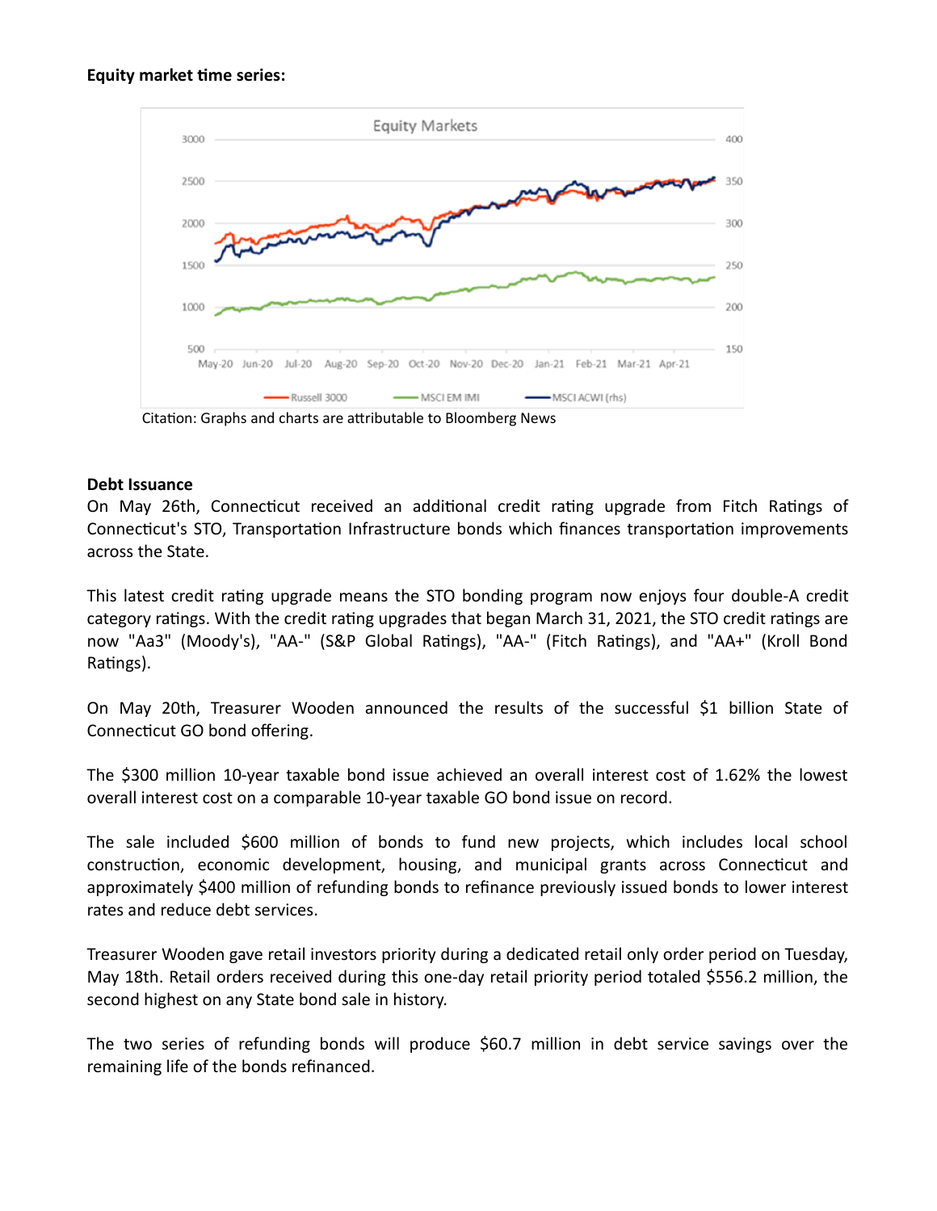**Equity market time series:**

Citation: Graphs and charts are attributable to Bloomberg News

**Debt Issuance**

On May 26th, Connecticut received an additional credit rating upgrade from Fitch Ratings of Connecticut's STO, Transportation Infrastructure bonds which finances transportation improvements across the State.

This latest credit rating upgrade means the STO bonding program now enjoys four double-A credit category ratings. With the credit rating upgrades that began March 31, 2021, the STO credit ratings are now "Aa3" (Moody's), "AA-" (S&P Global Ratings), "AA-" (Fitch Ratings), and "AA+" (Kroll Bond Ratings).

On May 20th, Treasurer Wooden announced the results of the successful $1 billion State of Connecticut GO bond offering.

The $300 million 10-year taxable bond issue achieved an overall interest cost of 1.62% the lowest overall interest cost on a comparable 10-year taxable GO bond issue on record.

The sale included $600 million of bonds to fund new projects, which includes local school construction, economic development, housing, and municipal grants across Connecticut and approximately $400 million of refunding bonds to refinance previously issued bonds to lower interest rates and reduce debt services.

Treasurer Wooden gave retail investors priority during a dedicated retail only order period on Tuesday, May 18th. Retail orders received during this one-day retail priority period totaled $556.2 million, the second highest on any State bond sale in history.

The two series of refunding bonds will produce $60.7 million in debt service savings over the remaining life of the bonds refinanced.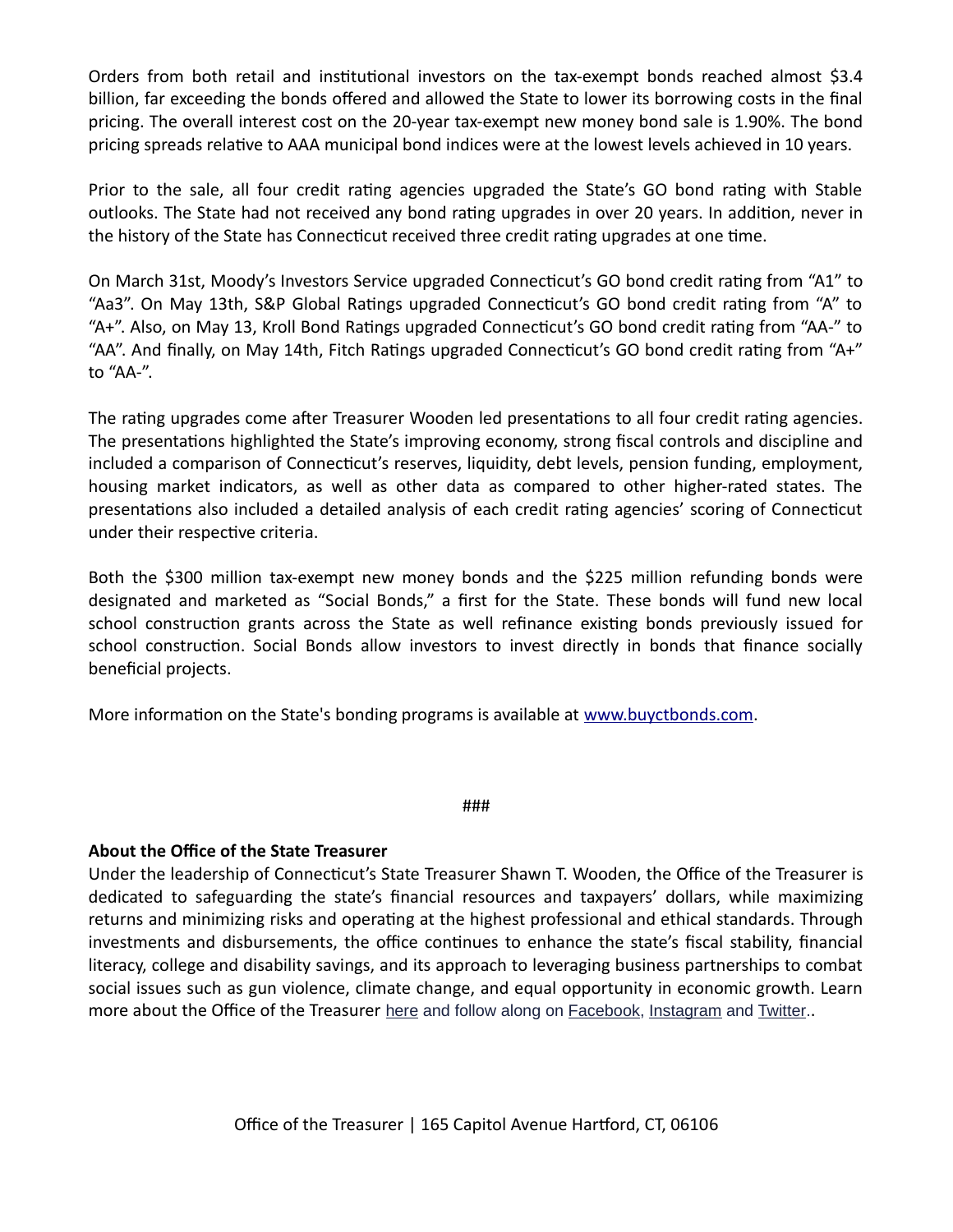Orders from both retail and institutional investors on the tax-exempt bonds reached almost $3.4 billion, far exceeding the bonds offered and allowed the State to lower its borrowing costs in the final pricing. The overall interest cost on the 20-year tax-exempt new money bond sale is 1.90%. The bond pricing spreads relative to AAA municipal bond indices were at the lowest levels achieved in 10 years.

Prior to the sale, all four credit rating agencies upgraded the State's GO bond rating with Stable outlooks. The State had not received any bond rating upgrades in over 20 years. In addition, never in the history of the State has Connecticut received three credit rating upgrades at one time.

On March 31st, Moody's Investors Service upgraded Connecticut's GO bond credit rating from "A1" to "Aa3". On May 13th, S&P Global Ratings upgraded Connecticut's GO bond credit rating from "A" to "A+". Also, on May 13, Kroll Bond Ratings upgraded Connecticut's GO bond credit rating from "AA-" to "AA". And finally, on May 14th, Fitch Ratings upgraded Connecticut's GO bond credit rating from "A+" to "AA-".

The rating upgrades come after Treasurer Wooden led presentations to all four credit rating agencies. The presentations highlighted the State's improving economy, strong fiscal controls and discipline and included a comparison of Connecticut's reserves, liquidity, debt levels, pension funding, employment, housing market indicators, as well as other data as compared to other higher-rated states. The presentations also included a detailed analysis of each credit rating agencies' scoring of Connecticut under their respective criteria.

Both the $300 million tax-exempt new money bonds and the $225 million refunding bonds were designated and marketed as "Social Bonds," a first for the State. These bonds will fund new local school construction grants across the State as well refinance existing bonds previously issued for school construction. Social Bonds allow investors to invest directly in bonds that finance socially beneficial projects.

More information on the State's bonding programs is available at [www.buyctbonds.com](http://www.buyctbonds.com).

###

**About the Office of the State Treasurer**
Under the leadership of Connecticut's State Treasurer Shawn T. Wooden, the Office of the Treasurer is dedicated to safeguarding the state's financial resources and taxpayers' dollars, while maximizing returns and minimizing risks and operating at the highest professional and ethical standards. Through investments and disbursements, the office continues to enhance the state's fiscal stability, financial literacy, college and disability savings, and its approach to leveraging business partnerships to combat social issues such as gun violence, climate change, and equal opportunity in economic growth. Learn more about the Office of the Treasurer here and follow along on Facebook, Instagram and Twitter..

Office of the Treasurer | 165 Capitol Avenue Hartford, CT, 06106